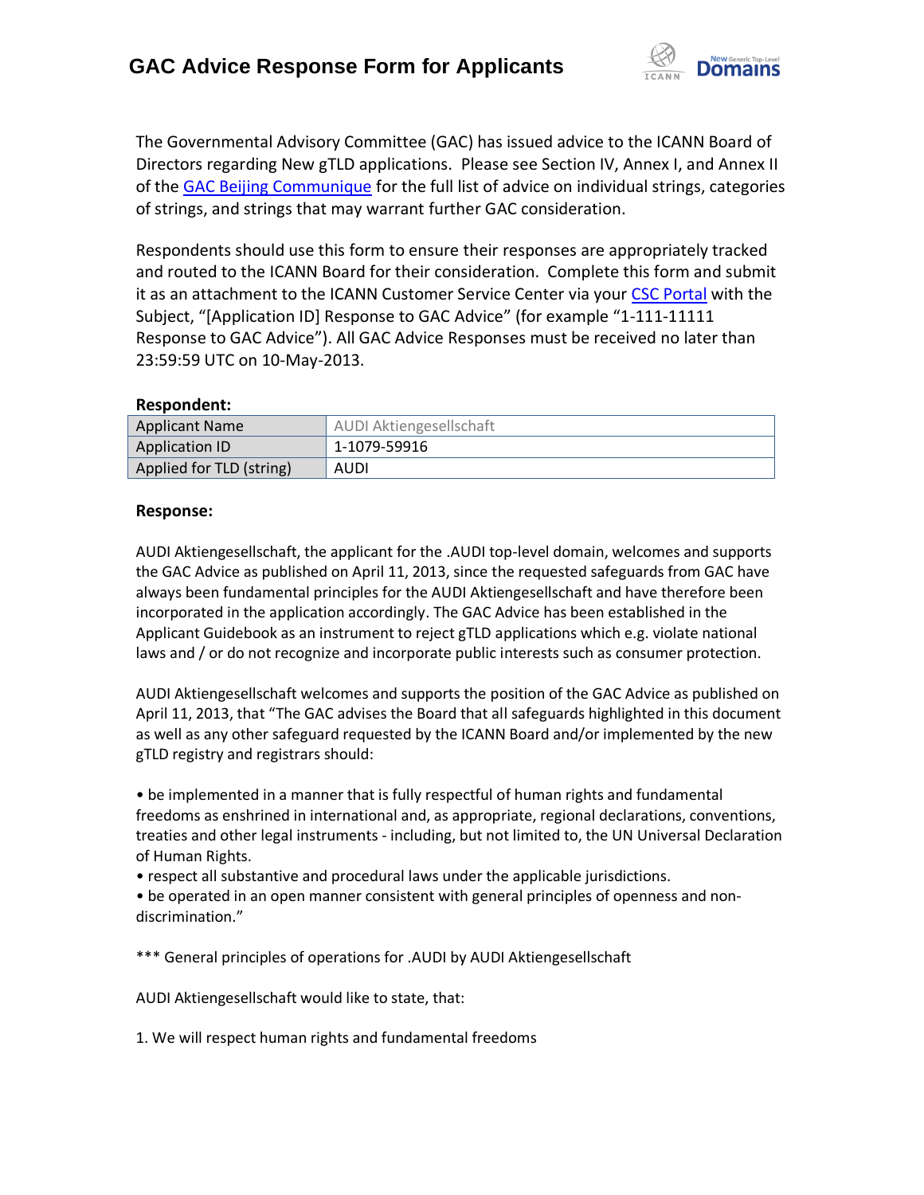# GAC Advice Response Form for Applicants

The Governmental Advisory Committee (GAC) has issued advice to the ICANN Board of Directors regarding New gTLD applications. Please see Section IV, Annex I, and Annex II of the GAC Beijing Communique for the full list of advice on individual strings, categories of strings, and strings that may warrant further GAC consideration.

Respondents should use this form to ensure their responses are appropriately tracked and routed to the ICANN Board for their consideration. Complete this form and submit it as an attachment to the ICANN Customer Service Center via your CSC Portal with the Subject, "[Application ID] Response to GAC Advice" (for example "1-111-11111 Response to GAC Advice"). All GAC Advice Responses must be received no later than 23:59:59 UTC on 10-May-2013.

**Respondent:**

| | |
|---|---|
| Applicant Name | AUDI Aktiengesellschaft |
| Application ID | 1-1079-59916 |
| Applied for TLD (string) | AUDI |

**Response:**

AUDI Aktiengesellschaft, the applicant for the .AUDI top-level domain, welcomes and supports the GAC Advice as published on April 11, 2013, since the requested safeguards from GAC have always been fundamental principles for the AUDI Aktiengesellschaft and have therefore been incorporated in the application accordingly. The GAC Advice has been established in the Applicant Guidebook as an instrument to reject gTLD applications which e.g. violate national laws and / or do not recognize and incorporate public interests such as consumer protection.

AUDI Aktiengesellschaft welcomes and supports the position of the GAC Advice as published on April 11, 2013, that "The GAC advises the Board that all safeguards highlighted in this document as well as any other safeguard requested by the ICANN Board and/or implemented by the new gTLD registry and registrars should:

• be implemented in a manner that is fully respectful of human rights and fundamental freedoms as enshrined in international and, as appropriate, regional declarations, conventions, treaties and other legal instruments - including, but not limited to, the UN Universal Declaration of Human Rights.
• respect all substantive and procedural laws under the applicable jurisdictions.
• be operated in an open manner consistent with general principles of openness and non-discrimination."

*** General principles of operations for .AUDI by AUDI Aktiengesellschaft

AUDI Aktiengesellschaft would like to state, that:

1. We will respect human rights and fundamental freedoms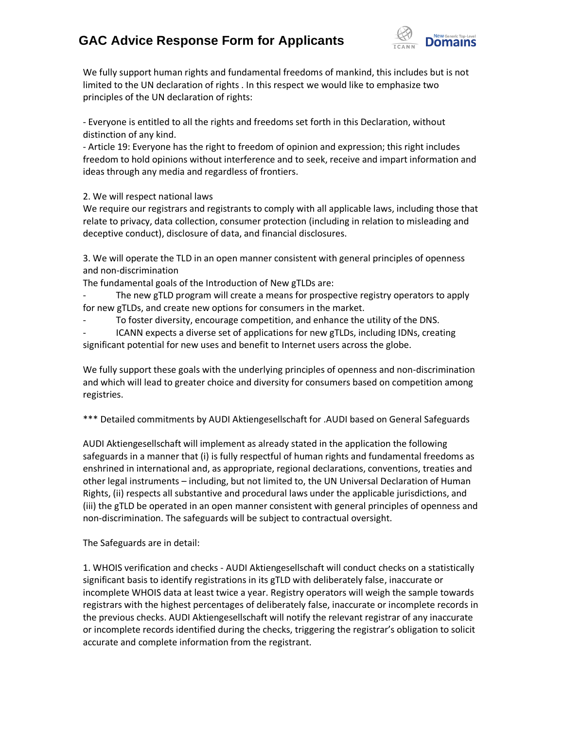We fully support human rights and fundamental freedoms of mankind, this includes but is not limited to the UN declaration of rights . In this respect we would like to emphasize two principles of the UN declaration of rights:

- Everyone is entitled to all the rights and freedoms set forth in this Declaration, without distinction of any kind.
- Article 19: Everyone has the right to freedom of opinion and expression; this right includes freedom to hold opinions without interference and to seek, receive and impart information and ideas through any media and regardless of frontiers.

2. We will respect national laws

We require our registrars and registrants to comply with all applicable laws, including those that relate to privacy, data collection, consumer protection (including in relation to misleading and deceptive conduct), disclosure of data, and financial disclosures.

3. We will operate the TLD in an open manner consistent with general principles of openness and non-discrimination

The fundamental goals of the Introduction of New gTLDs are:

- The new gTLD program will create a means for prospective registry operators to apply for new gTLDs, and create new options for consumers in the market.
- To foster diversity, encourage competition, and enhance the utility of the DNS.
- ICANN expects a diverse set of applications for new gTLDs, including IDNs, creating significant potential for new uses and benefit to Internet users across the globe.

We fully support these goals with the underlying principles of openness and non-discrimination and which will lead to greater choice and diversity for consumers based on competition among registries.

*** Detailed commitments by AUDI Aktiengesellschaft for .AUDI based on General Safeguards

AUDI Aktiengesellschaft will implement as already stated in the application the following safeguards in a manner that (i) is fully respectful of human rights and fundamental freedoms as enshrined in international and, as appropriate, regional declarations, conventions, treaties and other legal instruments – including, but not limited to, the UN Universal Declaration of Human Rights, (ii) respects all substantive and procedural laws under the applicable jurisdictions, and (iii) the gTLD be operated in an open manner consistent with general principles of openness and non-discrimination. The safeguards will be subject to contractual oversight.

The Safeguards are in detail:

1. WHOIS verification and checks - AUDI Aktiengesellschaft will conduct checks on a statistically significant basis to identify registrations in its gTLD with deliberately false, inaccurate or incomplete WHOIS data at least twice a year. Registry operators will weigh the sample towards registrars with the highest percentages of deliberately false, inaccurate or incomplete records in the previous checks. AUDI Aktiengesellschaft will notify the relevant registrar of any inaccurate or incomplete records identified during the checks, triggering the registrar's obligation to solicit accurate and complete information from the registrant.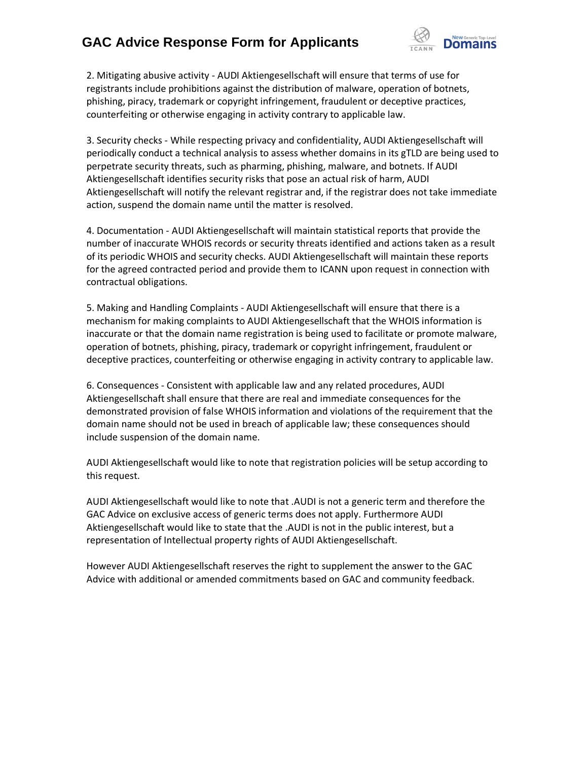2. Mitigating abusive activity - AUDI Aktiengesellschaft will ensure that terms of use for registrants include prohibitions against the distribution of malware, operation of botnets, phishing, piracy, trademark or copyright infringement, fraudulent or deceptive practices, counterfeiting or otherwise engaging in activity contrary to applicable law.

3. Security checks - While respecting privacy and confidentiality, AUDI Aktiengesellschaft will periodically conduct a technical analysis to assess whether domains in its gTLD are being used to perpetrate security threats, such as pharming, phishing, malware, and botnets. If AUDI Aktiengesellschaft identifies security risks that pose an actual risk of harm, AUDI Aktiengesellschaft will notify the relevant registrar and, if the registrar does not take immediate action, suspend the domain name until the matter is resolved.

4. Documentation - AUDI Aktiengesellschaft will maintain statistical reports that provide the number of inaccurate WHOIS records or security threats identified and actions taken as a result of its periodic WHOIS and security checks. AUDI Aktiengesellschaft will maintain these reports for the agreed contracted period and provide them to ICANN upon request in connection with contractual obligations.

5. Making and Handling Complaints - AUDI Aktiengesellschaft will ensure that there is a mechanism for making complaints to AUDI Aktiengesellschaft that the WHOIS information is inaccurate or that the domain name registration is being used to facilitate or promote malware, operation of botnets, phishing, piracy, trademark or copyright infringement, fraudulent or deceptive practices, counterfeiting or otherwise engaging in activity contrary to applicable law.

6. Consequences - Consistent with applicable law and any related procedures, AUDI Aktiengesellschaft shall ensure that there are real and immediate consequences for the demonstrated provision of false WHOIS information and violations of the requirement that the domain name should not be used in breach of applicable law; these consequences should include suspension of the domain name.

AUDI Aktiengesellschaft would like to note that registration policies will be setup according to this request.

AUDI Aktiengesellschaft would like to note that .AUDI is not a generic term and therefore the GAC Advice on exclusive access of generic terms does not apply. Furthermore AUDI Aktiengesellschaft would like to state that the .AUDI is not in the public interest, but a representation of Intellectual property rights of AUDI Aktiengesellschaft.

However AUDI Aktiengesellschaft reserves the right to supplement the answer to the GAC Advice with additional or amended commitments based on GAC and community feedback.